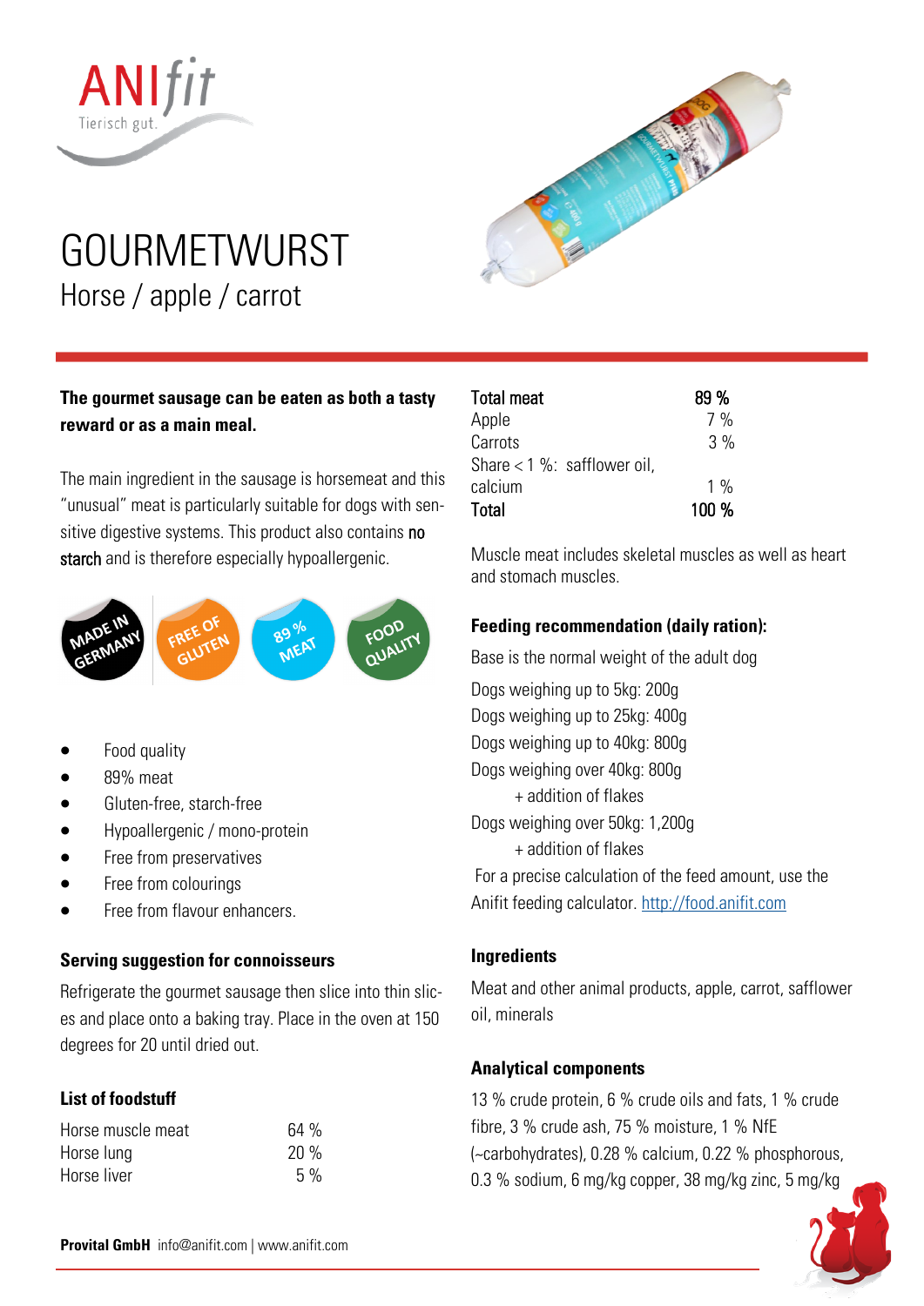ANIfit
Tierisch gut.

# GOURMETWURST

## Horse / apple / carrot

**The gourmet sausage can be eaten as both a tasty reward or as a main meal.**

The main ingredient in the sausage is horsemeat and this "unusual" meat is particularly suitable for dogs with sensitive digestive systems. This product also contains no starch and is therefore especially hypoallergenic.

MADE IN GERMANY | FREE OF GLUTEN | 89 % MEAT | FOOD QUALITY

- Food quality
- 89% meat
- Gluten-free, starch-free
- Hypoallergenic / mono-protein
- Free from preservatives
- Free from colourings
- Free from flavour enhancers.

### Serving suggestion for connoisseurs

Refrigerate the gourmet sausage then slice into thin slices and place onto a baking tray. Place in the oven at 150 degrees for 20 until dried out.

### List of foodstuff

| | |
|---|---|
| Horse muscle meat | 64 % |
| Horse lung | 20 % |
| Horse liver | 5 % |
| **Total meat** | **89 %** |
| Apple | 7 % |
| Carrots | 3 % |
| Share < 1 %: safflower oil, calcium | 1 % |
| **Total** | **100 %** |

Muscle meat includes skeletal muscles as well as heart and stomach muscles.

### Feeding recommendation (daily ration):

Base is the normal weight of the adult dog

Dogs weighing up to 5kg: 200g
Dogs weighing up to 25kg: 400g
Dogs weighing up to 40kg: 800g
Dogs weighing over 40kg: 800g
+ addition of flakes
Dogs weighing over 50kg: 1,200g
+ addition of flakes

For a precise calculation of the feed amount, use the Anifit feeding calculator. http://food.anifit.com

### Ingredients

Meat and other animal products, apple, carrot, safflower oil, minerals

### Analytical components

13 % crude protein, 6 % crude oils and fats, 1 % crude fibre, 3 % crude ash, 75 % moisture, 1 % NfE (~carbohydrates), 0.28 % calcium, 0.22 % phosphorous, 0.3 % sodium, 6 mg/kg copper, 38 mg/kg zinc, 5 mg/kg

**Provital GmbH** info@anifit.com | www.anifit.com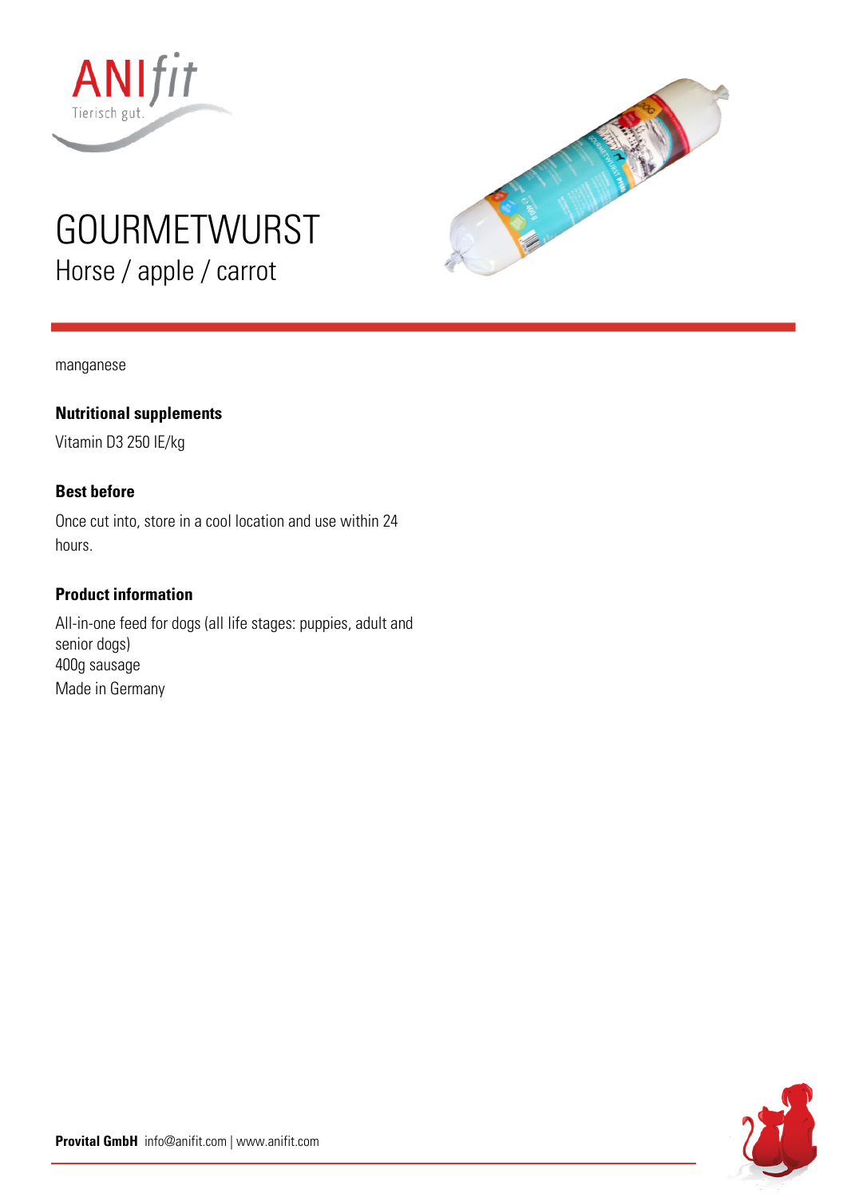# GOURMETWURST

Horse / apple / carrot

manganese

**Nutritional supplements**

Vitamin D3 250 IE/kg

**Best before**

Once cut into, store in a cool location and use within 24 hours.

**Product information**

All-in-one feed for dogs (all life stages: puppies, adult and senior dogs)
400g sausage
Made in Germany

**Provital GmbH** info@anifit.com | www.anifit.com